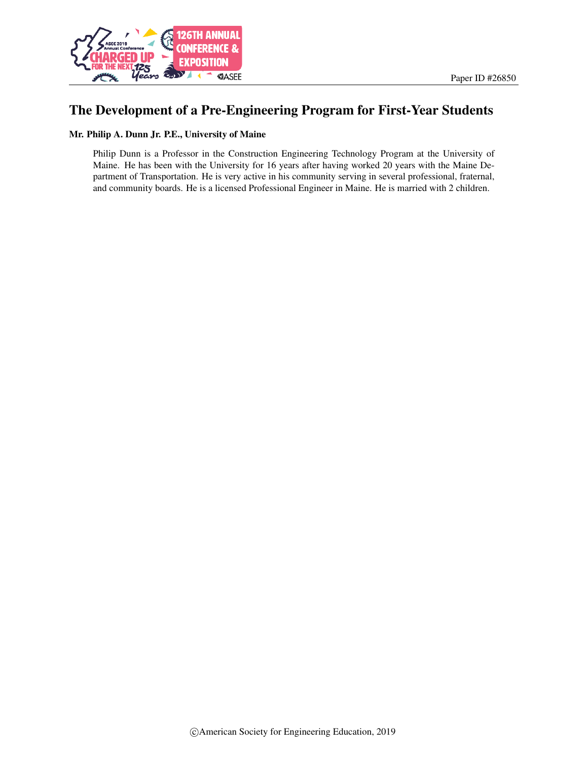Paper ID #26850

# The Development of a Pre-Engineering Program for First-Year Students

**Mr. Philip A. Dunn Jr. P.E., University of Maine**

Philip Dunn is a Professor in the Construction Engineering Technology Program at the University of Maine. He has been with the University for 16 years after having worked 20 years with the Maine Department of Transportation. He is very active in his community serving in several professional, fraternal, and community boards. He is a licensed Professional Engineer in Maine. He is married with 2 children.

©American Society for Engineering Education, 2019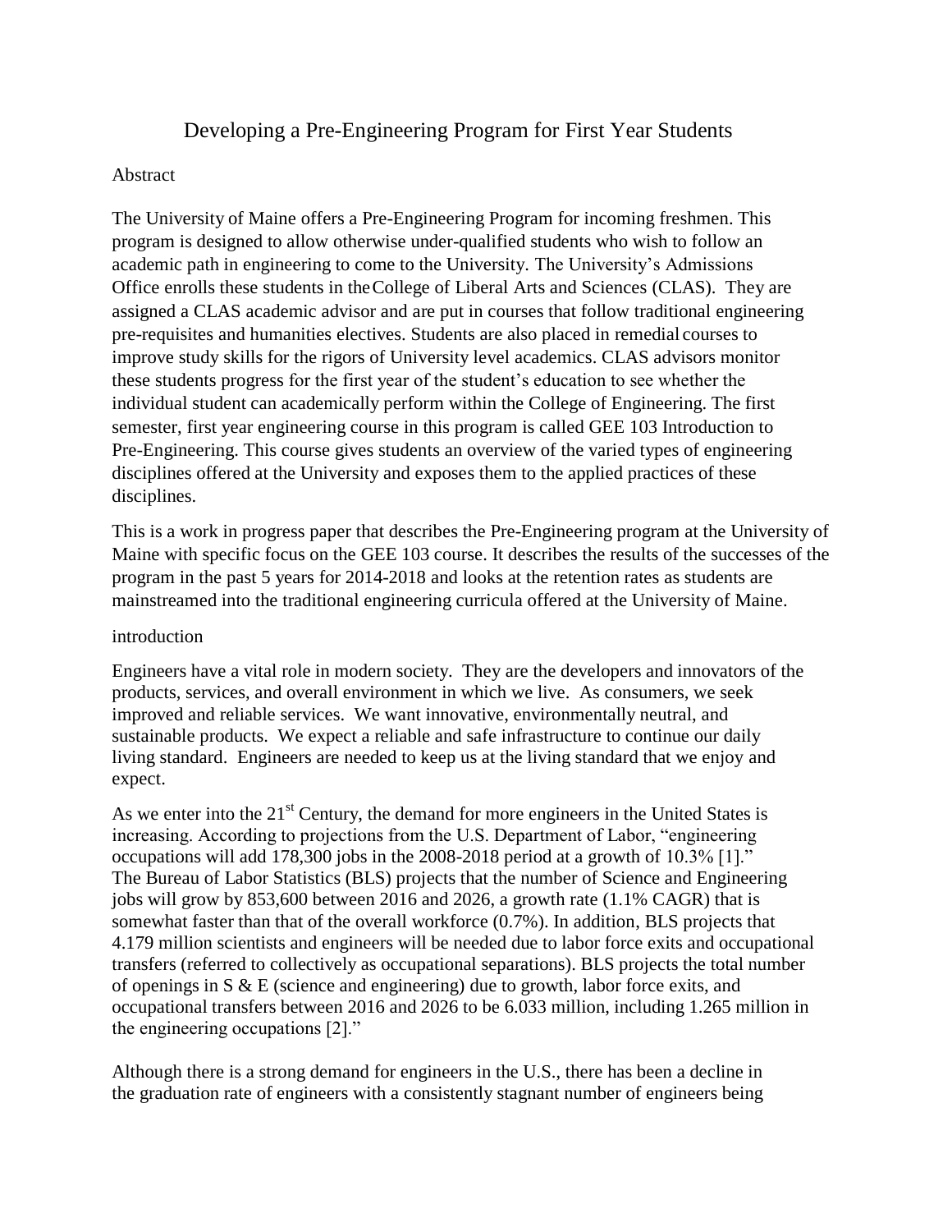# Developing a Pre-Engineering Program for First Year Students

## Abstract

The University of Maine offers a Pre-Engineering Program for incoming freshmen. This program is designed to allow otherwise under-qualified students who wish to follow an academic path in engineering to come to the University. The University's Admissions Office enrolls these students in the College of Liberal Arts and Sciences (CLAS). They are assigned a CLAS academic advisor and are put in courses that follow traditional engineering pre-requisites and humanities electives. Students are also placed in remedial courses to improve study skills for the rigors of University level academics. CLAS advisors monitor these students progress for the first year of the student's education to see whether the individual student can academically perform within the College of Engineering. The first semester, first year engineering course in this program is called GEE 103 Introduction to Pre-Engineering. This course gives students an overview of the varied types of engineering disciplines offered at the University and exposes them to the applied practices of these disciplines.

This is a work in progress paper that describes the Pre-Engineering program at the University of Maine with specific focus on the GEE 103 course. It describes the results of the successes of the program in the past 5 years for 2014-2018 and looks at the retention rates as students are mainstreamed into the traditional engineering curricula offered at the University of Maine.

## introduction

Engineers have a vital role in modern society. They are the developers and innovators of the products, services, and overall environment in which we live. As consumers, we seek improved and reliable services. We want innovative, environmentally neutral, and sustainable products. We expect a reliable and safe infrastructure to continue our daily living standard. Engineers are needed to keep us at the living standard that we enjoy and expect.

As we enter into the 21st Century, the demand for more engineers in the United States is increasing. According to projections from the U.S. Department of Labor, "engineering occupations will add 178,300 jobs in the 2008-2018 period at a growth of 10.3% [1]." The Bureau of Labor Statistics (BLS) projects that the number of Science and Engineering jobs will grow by 853,600 between 2016 and 2026, a growth rate (1.1% CAGR) that is somewhat faster than that of the overall workforce (0.7%). In addition, BLS projects that 4.179 million scientists and engineers will be needed due to labor force exits and occupational transfers (referred to collectively as occupational separations). BLS projects the total number of openings in S & E (science and engineering) due to growth, labor force exits, and occupational transfers between 2016 and 2026 to be 6.033 million, including 1.265 million in the engineering occupations [2]."

Although there is a strong demand for engineers in the U.S., there has been a decline in the graduation rate of engineers with a consistently stagnant number of engineers being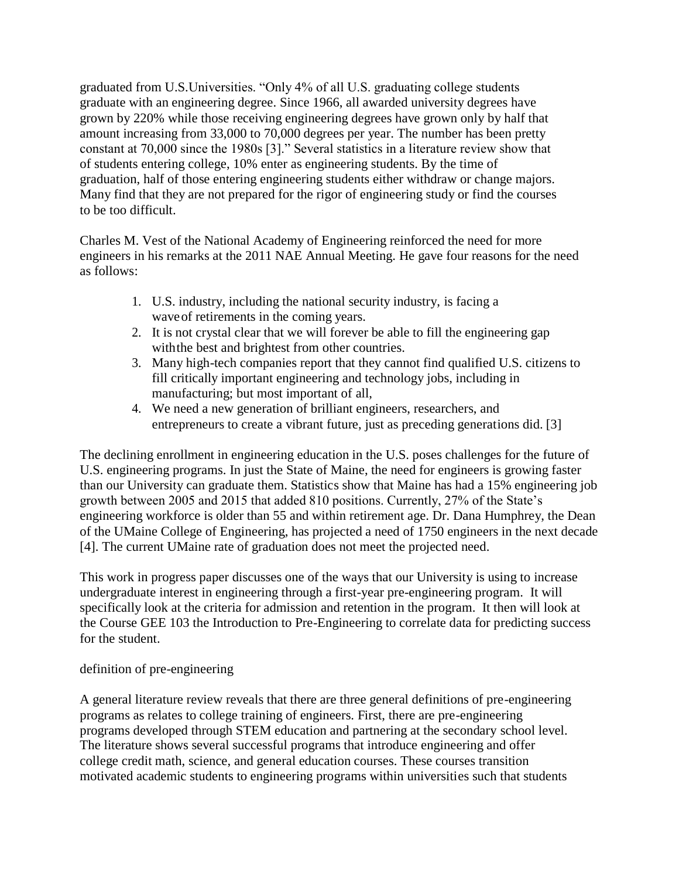graduated from U.S.Universities. "Only 4% of all U.S. graduating college students graduate with an engineering degree. Since 1966, all awarded university degrees have grown by 220% while those receiving engineering degrees have grown only by half that amount increasing from 33,000 to 70,000 degrees per year. The number has been pretty constant at 70,000 since the 1980s [3]." Several statistics in a literature review show that of students entering college, 10% enter as engineering students. By the time of graduation, half of those entering engineering students either withdraw or change majors. Many find that they are not prepared for the rigor of engineering study or find the courses to be too difficult.

Charles M. Vest of the National Academy of Engineering reinforced the need for more engineers in his remarks at the 2011 NAE Annual Meeting. He gave four reasons for the need as follows:

1. U.S. industry, including the national security industry, is facing a wave of retirements in the coming years.
2. It is not crystal clear that we will forever be able to fill the engineering gap with the best and brightest from other countries.
3. Many high-tech companies report that they cannot find qualified U.S. citizens to fill critically important engineering and technology jobs, including in manufacturing; but most important of all,
4. We need a new generation of brilliant engineers, researchers, and entrepreneurs to create a vibrant future, just as preceding generations did. [3]

The declining enrollment in engineering education in the U.S. poses challenges for the future of U.S. engineering programs. In just the State of Maine, the need for engineers is growing faster than our University can graduate them. Statistics show that Maine has had a 15% engineering job growth between 2005 and 2015 that added 810 positions. Currently, 27% of the State's engineering workforce is older than 55 and within retirement age. Dr. Dana Humphrey, the Dean of the UMaine College of Engineering, has projected a need of 1750 engineers in the next decade [4]. The current UMaine rate of graduation does not meet the projected need.

This work in progress paper discusses one of the ways that our University is using to increase undergraduate interest in engineering through a first-year pre-engineering program. It will specifically look at the criteria for admission and retention in the program. It then will look at the Course GEE 103 the Introduction to Pre-Engineering to correlate data for predicting success for the student.

## definition of pre-engineering

A general literature review reveals that there are three general definitions of pre-engineering programs as relates to college training of engineers. First, there are pre-engineering programs developed through STEM education and partnering at the secondary school level. The literature shows several successful programs that introduce engineering and offer college credit math, science, and general education courses. These courses transition motivated academic students to engineering programs within universities such that students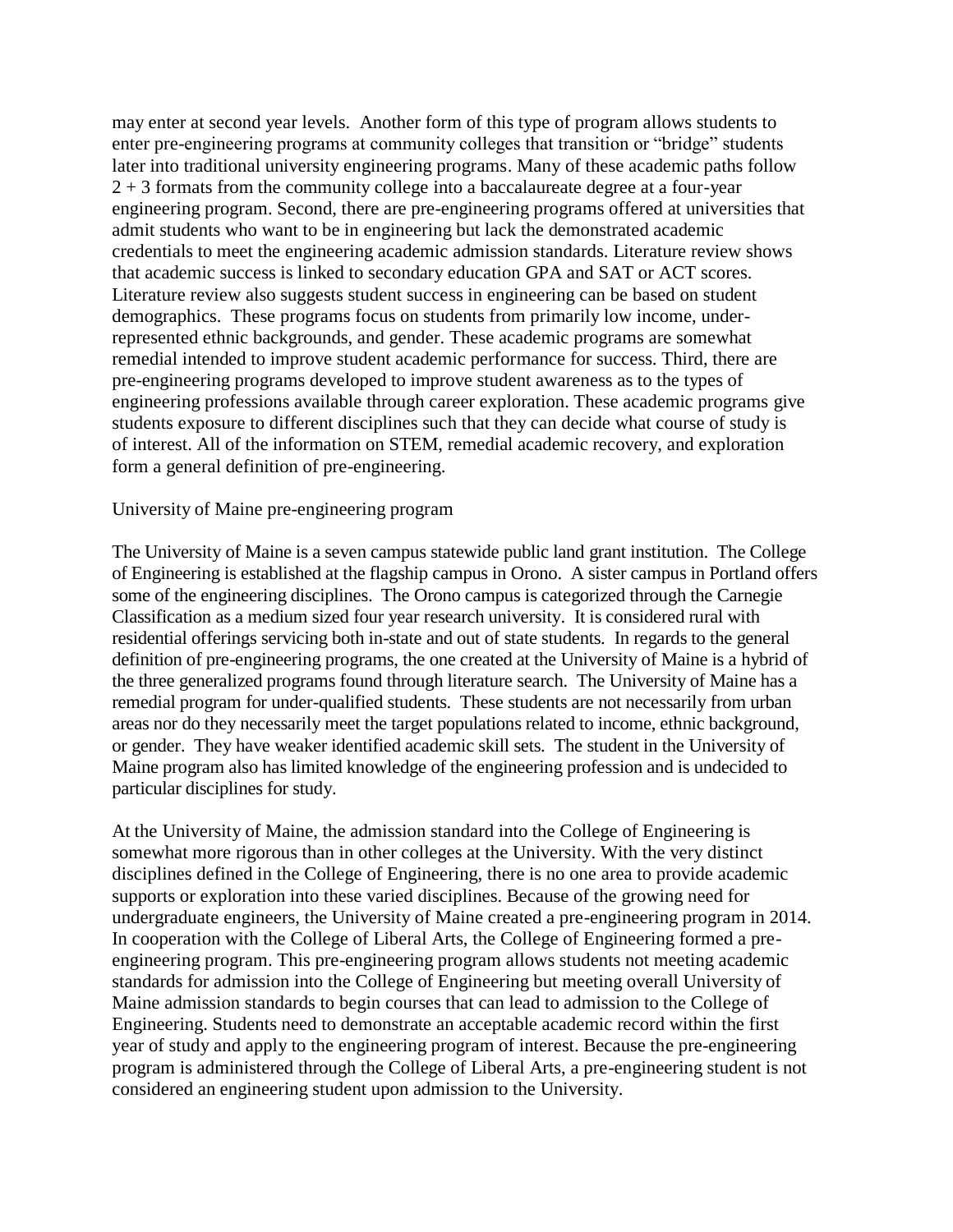may enter at second year levels. Another form of this type of program allows students to enter pre-engineering programs at community colleges that transition or "bridge" students later into traditional university engineering programs. Many of these academic paths follow 2 + 3 formats from the community college into a baccalaureate degree at a four-year engineering program. Second, there are pre-engineering programs offered at universities that admit students who want to be in engineering but lack the demonstrated academic credentials to meet the engineering academic admission standards. Literature review shows that academic success is linked to secondary education GPA and SAT or ACT scores. Literature review also suggests student success in engineering can be based on student demographics. These programs focus on students from primarily low income, under-represented ethnic backgrounds, and gender. These academic programs are somewhat remedial intended to improve student academic performance for success. Third, there are pre-engineering programs developed to improve student awareness as to the types of engineering professions available through career exploration. These academic programs give students exposure to different disciplines such that they can decide what course of study is of interest. All of the information on STEM, remedial academic recovery, and exploration form a general definition of pre-engineering.

## University of Maine pre-engineering program

The University of Maine is a seven campus statewide public land grant institution. The College of Engineering is established at the flagship campus in Orono. A sister campus in Portland offers some of the engineering disciplines. The Orono campus is categorized through the Carnegie Classification as a medium sized four year research university. It is considered rural with residential offerings servicing both in-state and out of state students. In regards to the general definition of pre-engineering programs, the one created at the University of Maine is a hybrid of the three generalized programs found through literature search. The University of Maine has a remedial program for under-qualified students. These students are not necessarily from urban areas nor do they necessarily meet the target populations related to income, ethnic background, or gender. They have weaker identified academic skill sets. The student in the University of Maine program also has limited knowledge of the engineering profession and is undecided to particular disciplines for study.

At the University of Maine, the admission standard into the College of Engineering is somewhat more rigorous than in other colleges at the University. With the very distinct disciplines defined in the College of Engineering, there is no one area to provide academic supports or exploration into these varied disciplines. Because of the growing need for undergraduate engineers, the University of Maine created a pre-engineering program in 2014. In cooperation with the College of Liberal Arts, the College of Engineering formed a pre-engineering program. This pre-engineering program allows students not meeting academic standards for admission into the College of Engineering but meeting overall University of Maine admission standards to begin courses that can lead to admission to the College of Engineering. Students need to demonstrate an acceptable academic record within the first year of study and apply to the engineering program of interest. Because the pre-engineering program is administered through the College of Liberal Arts, a pre-engineering student is not considered an engineering student upon admission to the University.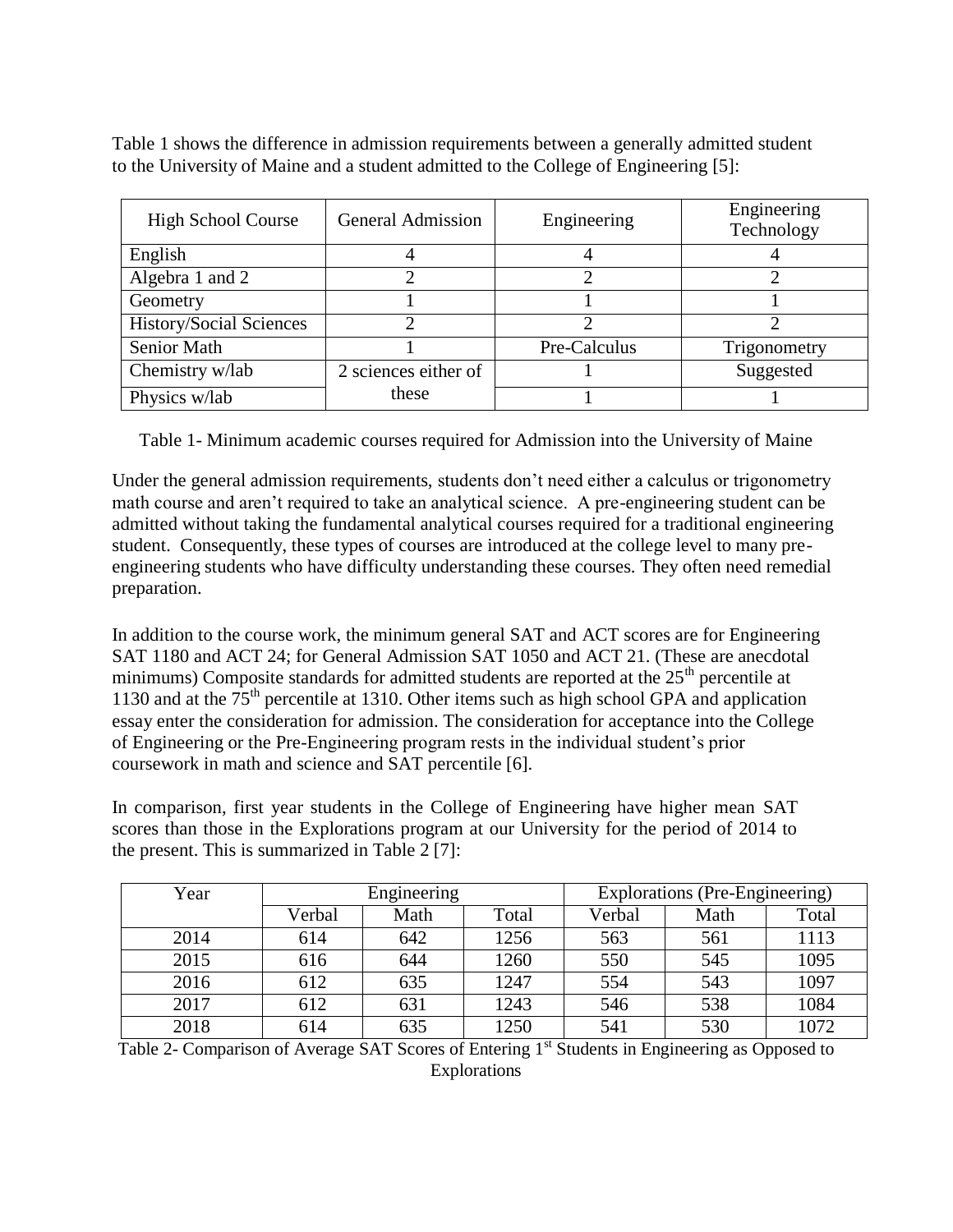Table 1 shows the difference in admission requirements between a generally admitted student to the University of Maine and a student admitted to the College of Engineering [5]:

| High School Course | General Admission | Engineering | Engineering Technology |
|---|---|---|---|
| English | 4 | 4 | 4 |
| Algebra 1 and 2 | 2 | 2 | 2 |
| Geometry | 1 | 1 | 1 |
| History/Social Sciences | 2 | 2 | 2 |
| Senior Math | 1 | Pre-Calculus | Trigonometry |
| Chemistry w/lab | 2 sciences either of these | 1 | Suggested |
| Physics w/lab | | 1 | 1 |

Table 1- Minimum academic courses required for Admission into the University of Maine

Under the general admission requirements, students don't need either a calculus or trigonometry math course and aren't required to take an analytical science. A pre-engineering student can be admitted without taking the fundamental analytical courses required for a traditional engineering student. Consequently, these types of courses are introduced at the college level to many pre-engineering students who have difficulty understanding these courses. They often need remedial preparation.

In addition to the course work, the minimum general SAT and ACT scores are for Engineering SAT 1180 and ACT 24; for General Admission SAT 1050 and ACT 21. (These are anecdotal minimums) Composite standards for admitted students are reported at the 25th percentile at 1130 and at the 75th percentile at 1310. Other items such as high school GPA and application essay enter the consideration for admission. The consideration for acceptance into the College of Engineering or the Pre-Engineering program rests in the individual student's prior coursework in math and science and SAT percentile [6].

In comparison, first year students in the College of Engineering have higher mean SAT scores than those in the Explorations program at our University for the period of 2014 to the present. This is summarized in Table 2 [7]:

| Year | Engineering | | | Explorations (Pre-Engineering) | | |
|---|---|---|---|---|---|---|
| | Verbal | Math | Total | Verbal | Math | Total |
| 2014 | 614 | 642 | 1256 | 563 | 561 | 1113 |
| 2015 | 616 | 644 | 1260 | 550 | 545 | 1095 |
| 2016 | 612 | 635 | 1247 | 554 | 543 | 1097 |
| 2017 | 612 | 631 | 1243 | 546 | 538 | 1084 |
| 2018 | 614 | 635 | 1250 | 541 | 530 | 1072 |

Table 2- Comparison of Average SAT Scores of Entering 1st Students in Engineering as Opposed to Explorations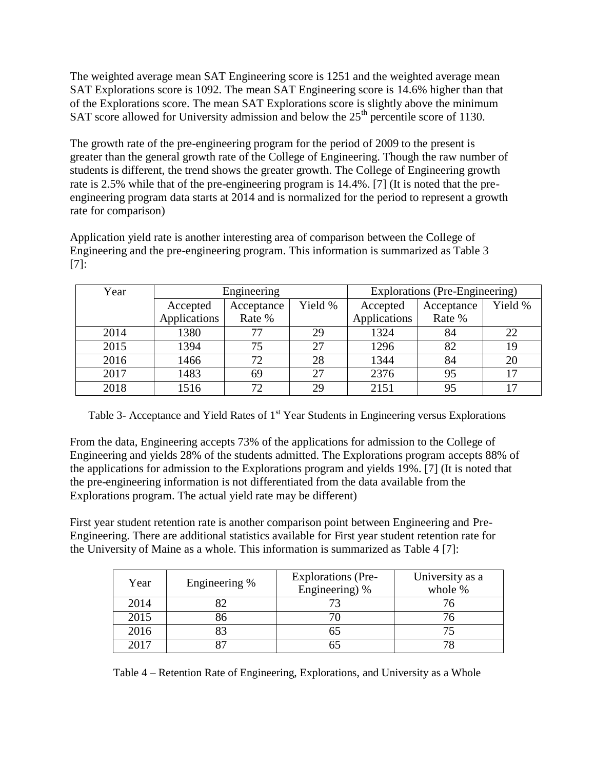The weighted average mean SAT Engineering score is 1251 and the weighted average mean SAT Explorations score is 1092. The mean SAT Engineering score is 14.6% higher than that of the Explorations score. The mean SAT Explorations score is slightly above the minimum SAT score allowed for University admission and below the 25th percentile score of 1130.

The growth rate of the pre-engineering program for the period of 2009 to the present is greater than the general growth rate of the College of Engineering. Though the raw number of students is different, the trend shows the greater growth. The College of Engineering growth rate is 2.5% while that of the pre-engineering program is 14.4%. [7] (It is noted that the pre-engineering program data starts at 2014 and is normalized for the period to represent a growth rate for comparison)

Application yield rate is another interesting area of comparison between the College of Engineering and the pre-engineering program. This information is summarized as Table 3 [7]:

| Year | Engineering | | | Explorations (Pre-Engineering) | | |
|---|---|---|---|---|---|---|
| | Accepted Applications | Acceptance Rate % | Yield % | Accepted Applications | Acceptance Rate % | Yield % |
| 2014 | 1380 | 77 | 29 | 1324 | 84 | 22 |
| 2015 | 1394 | 75 | 27 | 1296 | 82 | 19 |
| 2016 | 1466 | 72 | 28 | 1344 | 84 | 20 |
| 2017 | 1483 | 69 | 27 | 2376 | 95 | 17 |
| 2018 | 1516 | 72 | 29 | 2151 | 95 | 17 |

Table 3- Acceptance and Yield Rates of 1st Year Students in Engineering versus Explorations

From the data, Engineering accepts 73% of the applications for admission to the College of Engineering and yields 28% of the students admitted. The Explorations program accepts 88% of the applications for admission to the Explorations program and yields 19%. [7] (It is noted that the pre-engineering information is not differentiated from the data available from the Explorations program. The actual yield rate may be different)

First year student retention rate is another comparison point between Engineering and Pre-Engineering. There are additional statistics available for First year student retention rate for the University of Maine as a whole. This information is summarized as Table 4 [7]:

| Year | Engineering % | Explorations (Pre-Engineering) % | University as a whole % |
|---|---|---|---|
| 2014 | 82 | 73 | 76 |
| 2015 | 86 | 70 | 76 |
| 2016 | 83 | 65 | 75 |
| 2017 | 87 | 65 | 78 |

Table 4 – Retention Rate of Engineering, Explorations, and University as a Whole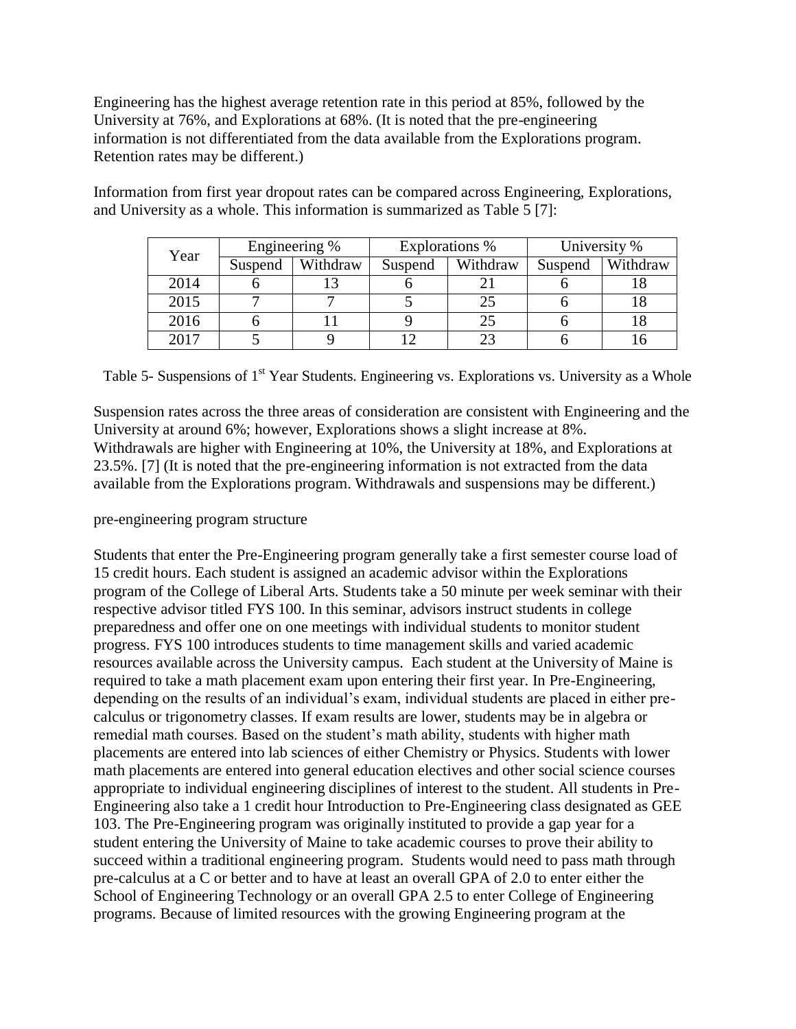Engineering has the highest average retention rate in this period at 85%, followed by the University at 76%, and Explorations at 68%. (It is noted that the pre-engineering information is not differentiated from the data available from the Explorations program. Retention rates may be different.)

Information from first year dropout rates can be compared across Engineering, Explorations, and University as a whole. This information is summarized as Table 5 [7]:

| Year | Engineering % | | Explorations % | | University % | |
|---|---|---|---|---|---|---|
| | Suspend | Withdraw | Suspend | Withdraw | Suspend | Withdraw |
| 2014 | 6 | 13 | 6 | 21 | 6 | 18 |
| 2015 | 7 | 7 | 5 | 25 | 6 | 18 |
| 2016 | 6 | 11 | 9 | 25 | 6 | 18 |
| 2017 | 5 | 9 | 12 | 23 | 6 | 16 |

Table 5- Suspensions of 1st Year Students. Engineering vs. Explorations vs. University as a Whole

Suspension rates across the three areas of consideration are consistent with Engineering and the University at around 6%; however, Explorations shows a slight increase at 8%. Withdrawals are higher with Engineering at 10%, the University at 18%, and Explorations at 23.5%. [7] (It is noted that the pre-engineering information is not extracted from the data available from the Explorations program. Withdrawals and suspensions may be different.)

pre-engineering program structure

Students that enter the Pre-Engineering program generally take a first semester course load of 15 credit hours. Each student is assigned an academic advisor within the Explorations program of the College of Liberal Arts. Students take a 50 minute per week seminar with their respective advisor titled FYS 100. In this seminar, advisors instruct students in college preparedness and offer one on one meetings with individual students to monitor student progress. FYS 100 introduces students to time management skills and varied academic resources available across the University campus. Each student at the University of Maine is required to take a math placement exam upon entering their first year. In Pre-Engineering, depending on the results of an individual's exam, individual students are placed in either pre-calculus or trigonometry classes. If exam results are lower, students may be in algebra or remedial math courses. Based on the student's math ability, students with higher math placements are entered into lab sciences of either Chemistry or Physics. Students with lower math placements are entered into general education electives and other social science courses appropriate to individual engineering disciplines of interest to the student. All students in Pre-Engineering also take a 1 credit hour Introduction to Pre-Engineering class designated as GEE 103. The Pre-Engineering program was originally instituted to provide a gap year for a student entering the University of Maine to take academic courses to prove their ability to succeed within a traditional engineering program. Students would need to pass math through pre-calculus at a C or better and to have at least an overall GPA of 2.0 to enter either the School of Engineering Technology or an overall GPA 2.5 to enter College of Engineering programs. Because of limited resources with the growing Engineering program at the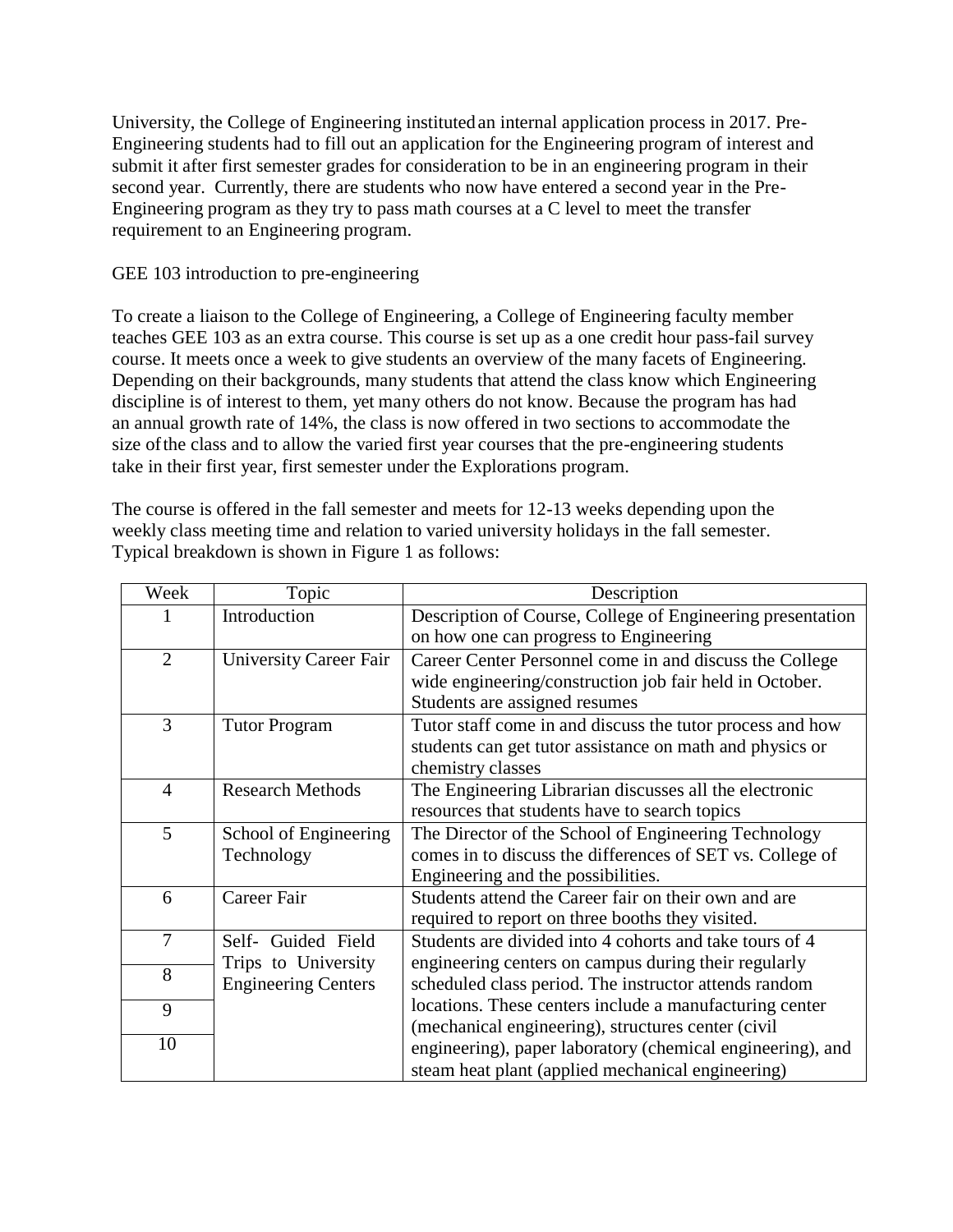University, the College of Engineering instituted an internal application process in 2017. Pre-Engineering students had to fill out an application for the Engineering program of interest and submit it after first semester grades for consideration to be in an engineering program in their second year. Currently, there are students who now have entered a second year in the Pre-Engineering program as they try to pass math courses at a C level to meet the transfer requirement to an Engineering program.

GEE 103 introduction to pre-engineering

To create a liaison to the College of Engineering, a College of Engineering faculty member teaches GEE 103 as an extra course. This course is set up as a one credit hour pass-fail survey course. It meets once a week to give students an overview of the many facets of Engineering. Depending on their backgrounds, many students that attend the class know which Engineering discipline is of interest to them, yet many others do not know. Because the program has had an annual growth rate of 14%, the class is now offered in two sections to accommodate the size of the class and to allow the varied first year courses that the pre-engineering students take in their first year, first semester under the Explorations program.

The course is offered in the fall semester and meets for 12-13 weeks depending upon the weekly class meeting time and relation to varied university holidays in the fall semester. Typical breakdown is shown in Figure 1 as follows:

| Week | Topic | Description |
|---|---|---|
| 1 | Introduction | Description of Course, College of Engineering presentation on how one can progress to Engineering |
| 2 | University Career Fair | Career Center Personnel come in and discuss the College wide engineering/construction job fair held in October. Students are assigned resumes |
| 3 | Tutor Program | Tutor staff come in and discuss the tutor process and how students can get tutor assistance on math and physics or chemistry classes |
| 4 | Research Methods | The Engineering Librarian discusses all the electronic resources that students have to search topics |
| 5 | School of Engineering Technology | The Director of the School of Engineering Technology comes in to discuss the differences of SET vs. College of Engineering and the possibilities. |
| 6 | Career Fair | Students attend the Career fair on their own and are required to report on three booths they visited. |
| 7 | Self- Guided Field Trips to University Engineering Centers | Students are divided into 4 cohorts and take tours of 4 engineering centers on campus during their regularly scheduled class period. The instructor attends random locations. These centers include a manufacturing center (mechanical engineering), structures center (civil engineering), paper laboratory (chemical engineering), and steam heat plant (applied mechanical engineering) |
| 8 | | |
| 9 | | |
| 10 | | |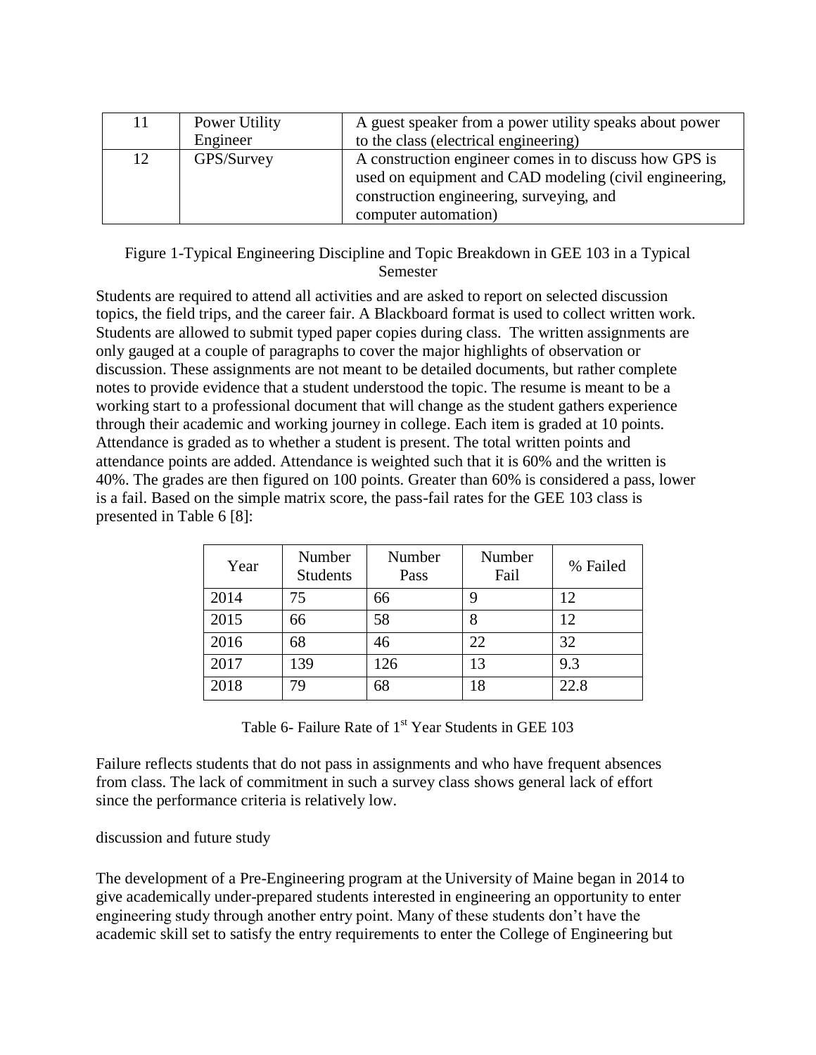| 11 | Power Utility Engineer | A guest speaker from a power utility speaks about power to the class (electrical engineering) |
|---|---|---|
| 12 | GPS/Survey | A construction engineer comes in to discuss how GPS is used on equipment and CAD modeling (civil engineering, construction engineering, surveying, and computer automation) |

Figure 1-Typical Engineering Discipline and Topic Breakdown in GEE 103 in a Typical Semester

Students are required to attend all activities and are asked to report on selected discussion topics, the field trips, and the career fair. A Blackboard format is used to collect written work. Students are allowed to submit typed paper copies during class. The written assignments are only gauged at a couple of paragraphs to cover the major highlights of observation or discussion. These assignments are not meant to be detailed documents, but rather complete notes to provide evidence that a student understood the topic. The resume is meant to be a working start to a professional document that will change as the student gathers experience through their academic and working journey in college. Each item is graded at 10 points. Attendance is graded as to whether a student is present. The total written points and attendance points are added. Attendance is weighted such that it is 60% and the written is 40%. The grades are then figured on 100 points. Greater than 60% is considered a pass, lower is a fail. Based on the simple matrix score, the pass-fail rates for the GEE 103 class is presented in Table 6 [8]:

| Year | Number Students | Number Pass | Number Fail | % Failed |
|---|---|---|---|---|
| 2014 | 75 | 66 | 9 | 12 |
| 2015 | 66 | 58 | 8 | 12 |
| 2016 | 68 | 46 | 22 | 32 |
| 2017 | 139 | 126 | 13 | 9.3 |
| 2018 | 79 | 68 | 18 | 22.8 |

Table 6- Failure Rate of 1st Year Students in GEE 103

Failure reflects students that do not pass in assignments and who have frequent absences from class. The lack of commitment in such a survey class shows general lack of effort since the performance criteria is relatively low.

## discussion and future study

The development of a Pre-Engineering program at the University of Maine began in 2014 to give academically under-prepared students interested in engineering an opportunity to enter engineering study through another entry point. Many of these students don't have the academic skill set to satisfy the entry requirements to enter the College of Engineering but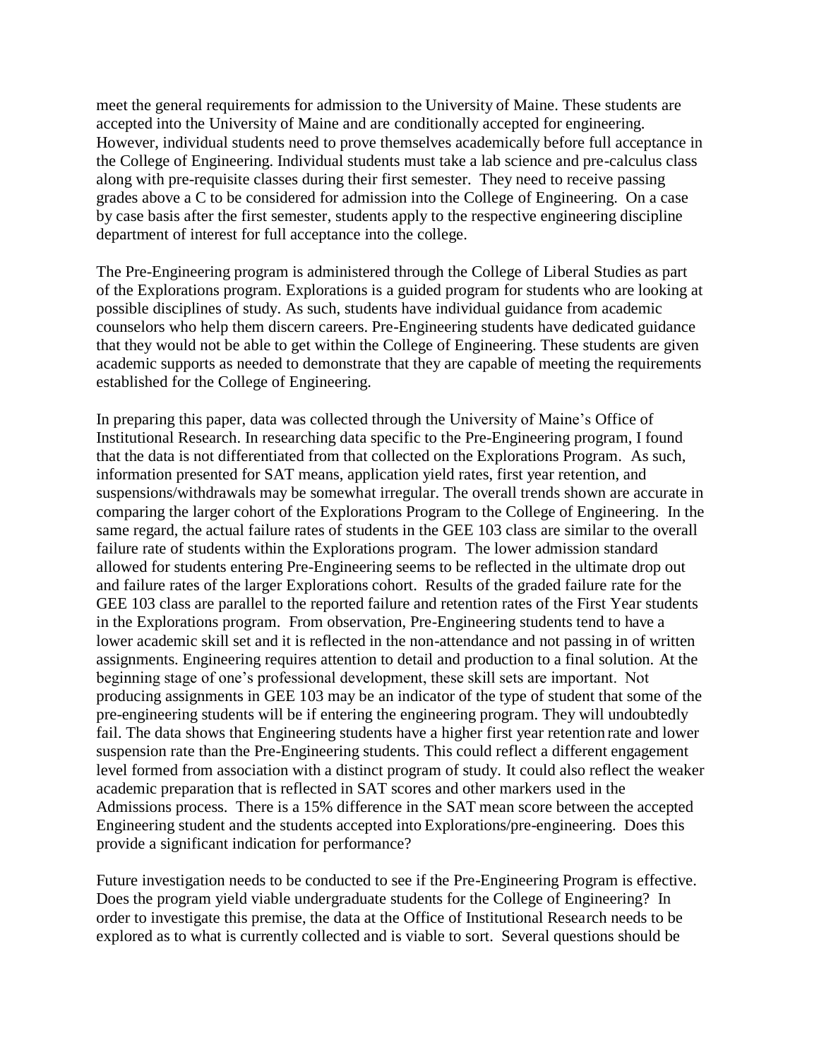meet the general requirements for admission to the University of Maine. These students are accepted into the University of Maine and are conditionally accepted for engineering. However, individual students need to prove themselves academically before full acceptance in the College of Engineering. Individual students must take a lab science and pre-calculus class along with pre-requisite classes during their first semester. They need to receive passing grades above a C to be considered for admission into the College of Engineering. On a case by case basis after the first semester, students apply to the respective engineering discipline department of interest for full acceptance into the college.

The Pre-Engineering program is administered through the College of Liberal Studies as part of the Explorations program. Explorations is a guided program for students who are looking at possible disciplines of study. As such, students have individual guidance from academic counselors who help them discern careers. Pre-Engineering students have dedicated guidance that they would not be able to get within the College of Engineering. These students are given academic supports as needed to demonstrate that they are capable of meeting the requirements established for the College of Engineering.

In preparing this paper, data was collected through the University of Maine's Office of Institutional Research. In researching data specific to the Pre-Engineering program, I found that the data is not differentiated from that collected on the Explorations Program. As such, information presented for SAT means, application yield rates, first year retention, and suspensions/withdrawals may be somewhat irregular. The overall trends shown are accurate in comparing the larger cohort of the Explorations Program to the College of Engineering. In the same regard, the actual failure rates of students in the GEE 103 class are similar to the overall failure rate of students within the Explorations program. The lower admission standard allowed for students entering Pre-Engineering seems to be reflected in the ultimate drop out and failure rates of the larger Explorations cohort. Results of the graded failure rate for the GEE 103 class are parallel to the reported failure and retention rates of the First Year students in the Explorations program. From observation, Pre-Engineering students tend to have a lower academic skill set and it is reflected in the non-attendance and not passing in of written assignments. Engineering requires attention to detail and production to a final solution. At the beginning stage of one's professional development, these skill sets are important. Not producing assignments in GEE 103 may be an indicator of the type of student that some of the pre-engineering students will be if entering the engineering program. They will undoubtedly fail. The data shows that Engineering students have a higher first year retention rate and lower suspension rate than the Pre-Engineering students. This could reflect a different engagement level formed from association with a distinct program of study. It could also reflect the weaker academic preparation that is reflected in SAT scores and other markers used in the Admissions process. There is a 15% difference in the SAT mean score between the accepted Engineering student and the students accepted into Explorations/pre-engineering. Does this provide a significant indication for performance?

Future investigation needs to be conducted to see if the Pre-Engineering Program is effective. Does the program yield viable undergraduate students for the College of Engineering? In order to investigate this premise, the data at the Office of Institutional Research needs to be explored as to what is currently collected and is viable to sort. Several questions should be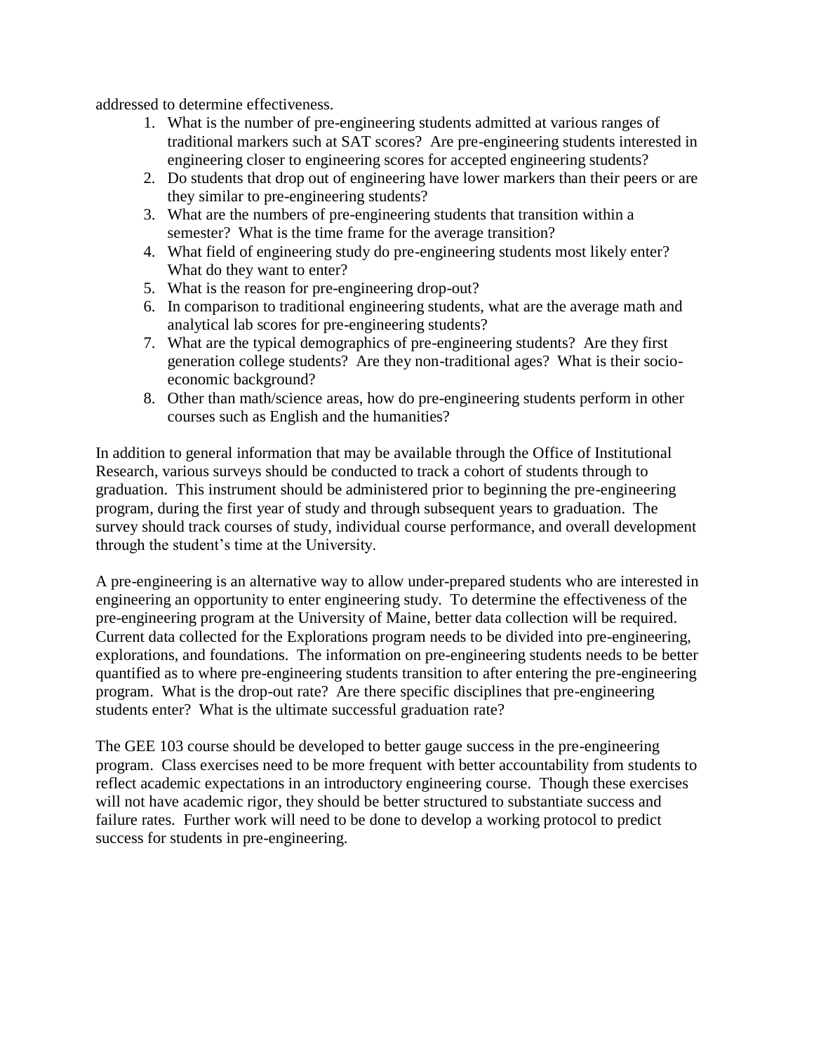addressed to determine effectiveness.

1. What is the number of pre-engineering students admitted at various ranges of traditional markers such at SAT scores? Are pre-engineering students interested in engineering closer to engineering scores for accepted engineering students?
2. Do students that drop out of engineering have lower markers than their peers or are they similar to pre-engineering students?
3. What are the numbers of pre-engineering students that transition within a semester? What is the time frame for the average transition?
4. What field of engineering study do pre-engineering students most likely enter? What do they want to enter?
5. What is the reason for pre-engineering drop-out?
6. In comparison to traditional engineering students, what are the average math and analytical lab scores for pre-engineering students?
7. What are the typical demographics of pre-engineering students? Are they first generation college students? Are they non-traditional ages? What is their socio-economic background?
8. Other than math/science areas, how do pre-engineering students perform in other courses such as English and the humanities?

In addition to general information that may be available through the Office of Institutional Research, various surveys should be conducted to track a cohort of students through to graduation. This instrument should be administered prior to beginning the pre-engineering program, during the first year of study and through subsequent years to graduation. The survey should track courses of study, individual course performance, and overall development through the student's time at the University.

A pre-engineering is an alternative way to allow under-prepared students who are interested in engineering an opportunity to enter engineering study. To determine the effectiveness of the pre-engineering program at the University of Maine, better data collection will be required. Current data collected for the Explorations program needs to be divided into pre-engineering, explorations, and foundations. The information on pre-engineering students needs to be better quantified as to where pre-engineering students transition to after entering the pre-engineering program. What is the drop-out rate? Are there specific disciplines that pre-engineering students enter? What is the ultimate successful graduation rate?

The GEE 103 course should be developed to better gauge success in the pre-engineering program. Class exercises need to be more frequent with better accountability from students to reflect academic expectations in an introductory engineering course. Though these exercises will not have academic rigor, they should be better structured to substantiate success and failure rates. Further work will need to be done to develop a working protocol to predict success for students in pre-engineering.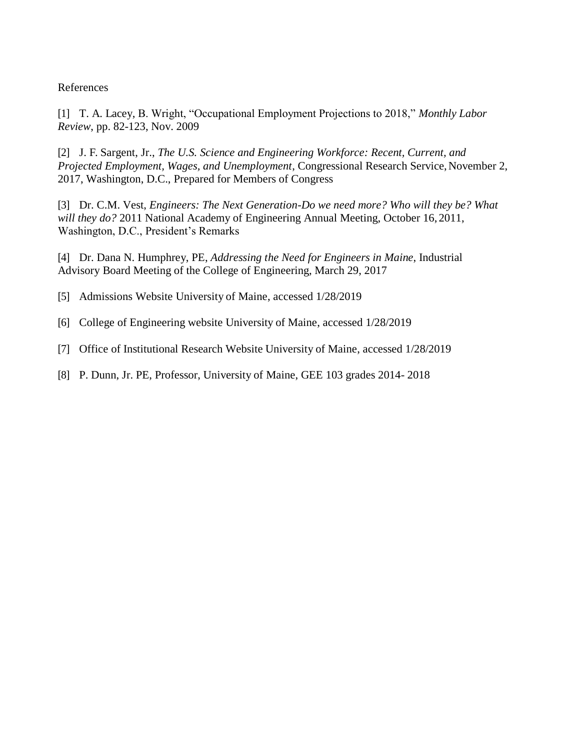References

[1] T. A. Lacey, B. Wright, "Occupational Employment Projections to 2018," *Monthly Labor Review*, pp. 82-123, Nov. 2009

[2] J. F. Sargent, Jr., *The U.S. Science and Engineering Workforce: Recent, Current, and Projected Employment, Wages, and Unemployment*, Congressional Research Service, November 2, 2017, Washington, D.C., Prepared for Members of Congress

[3] Dr. C.M. Vest, *Engineers: The Next Generation-Do we need more? Who will they be? What will they do?* 2011 National Academy of Engineering Annual Meeting, October 16, 2011, Washington, D.C., President's Remarks

[4] Dr. Dana N. Humphrey, PE, *Addressing the Need for Engineers in Maine*, Industrial Advisory Board Meeting of the College of Engineering, March 29, 2017

[5] Admissions Website University of Maine, accessed 1/28/2019

[6] College of Engineering website University of Maine, accessed 1/28/2019

[7] Office of Institutional Research Website University of Maine, accessed 1/28/2019

[8] P. Dunn, Jr. PE, Professor, University of Maine, GEE 103 grades 2014- 2018